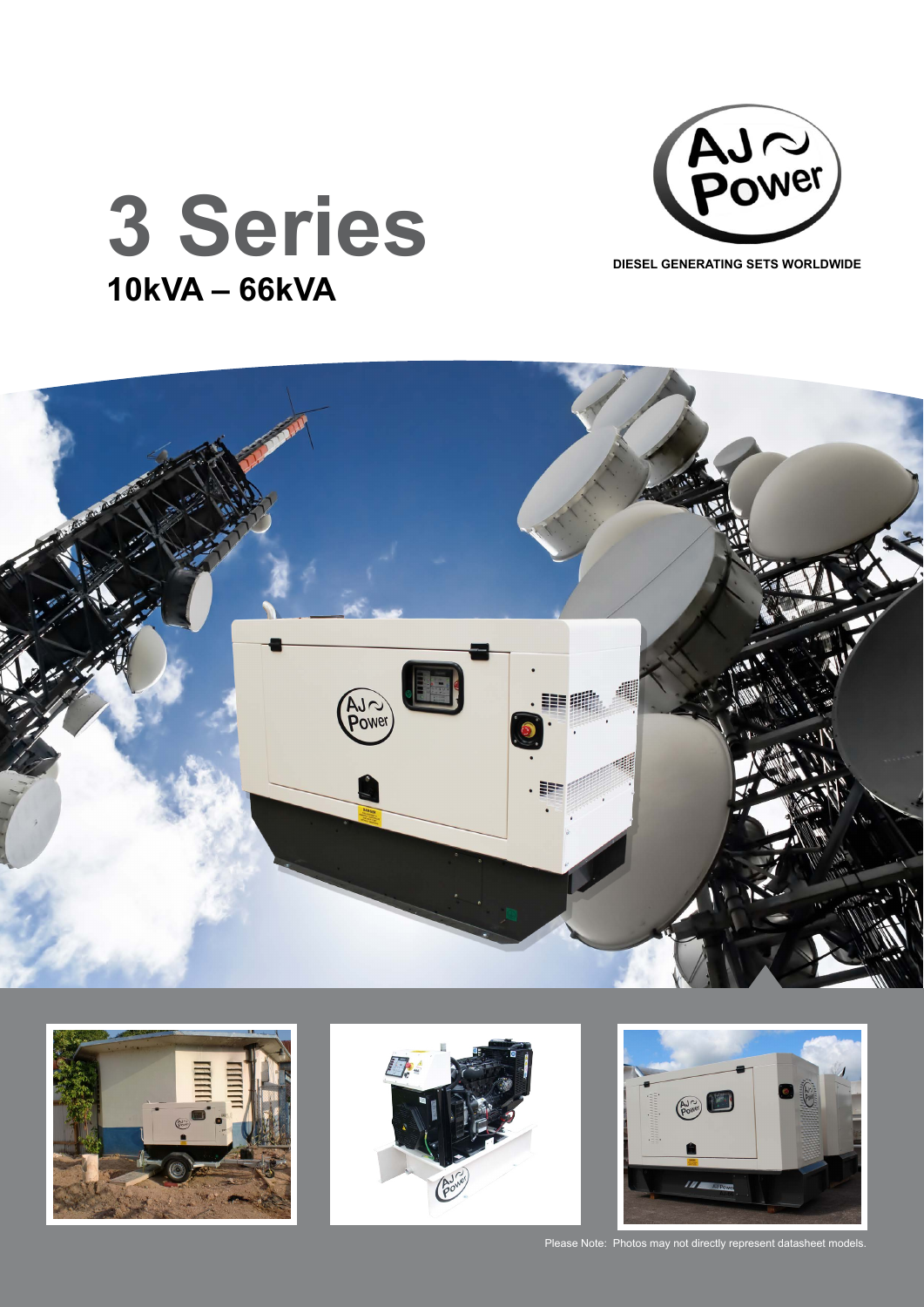# 3 Series

## 10kVA – 66kVA

DIESEL GENERATING SETS WORLDWIDE

Please Note: Photos may not directly represent datasheet models.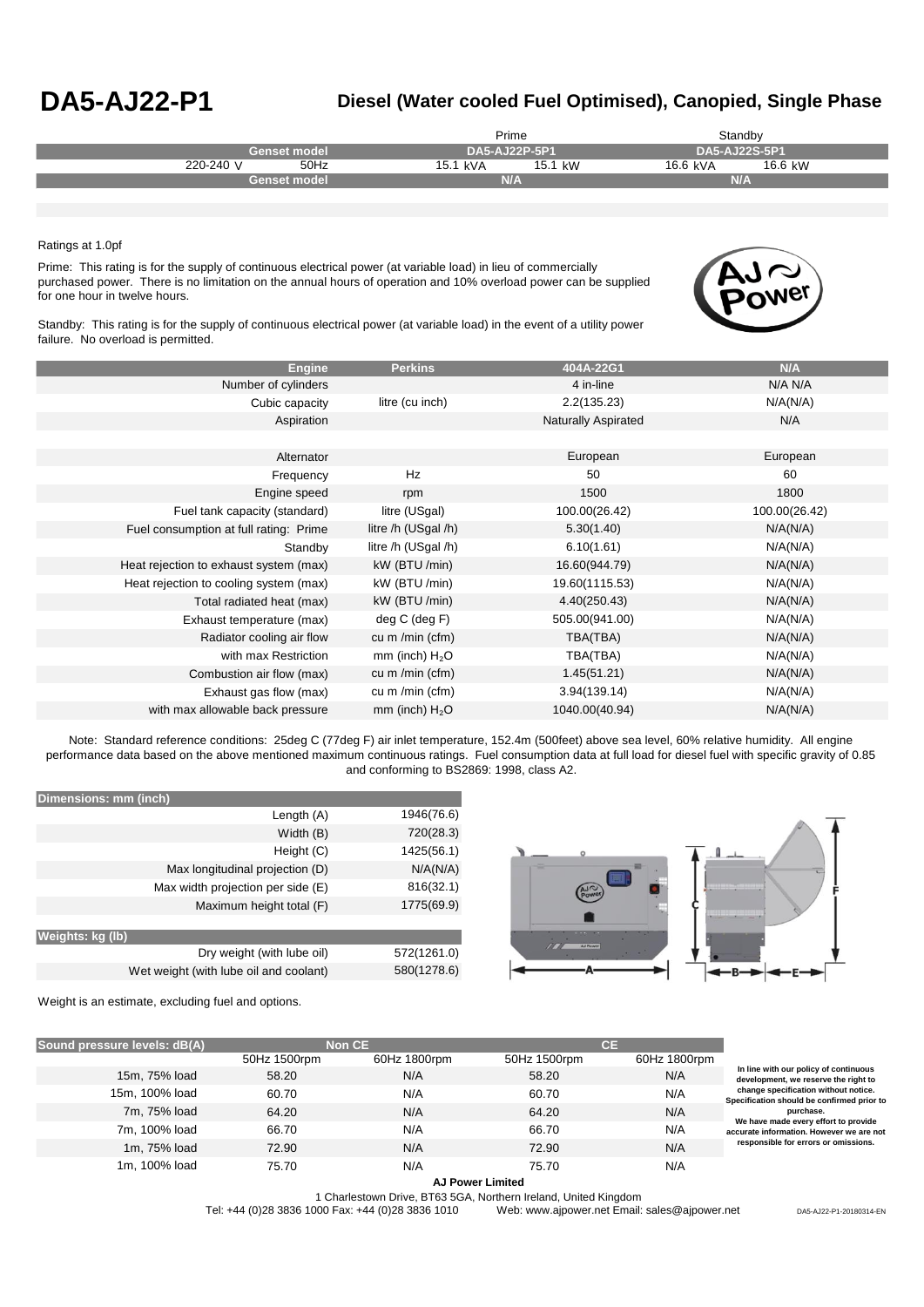# DA5-AJ22-P1

## Diesel (Water cooled Fuel Optimised), Canopied, Single Phase

| | | Prime | | Standby | |
|---|---|---|---|---|---|
| Genset model | | DA5-AJ22P-5P1 | | DA5-AJ22S-5P1 | |
| 220-240 V | 50Hz | 15.1 kVA | 15.1 kW | 16.6 kVA | 16.6 kW |
| Genset model | | N/A | | N/A | |

Ratings at 1.0pf

Prime: This rating is for the supply of continuous electrical power (at variable load) in lieu of commercially purchased power. There is no limitation on the annual hours of operation and 10% overload power can be supplied for one hour in twelve hours.

Standby: This rating is for the supply of continuous electrical power (at variable load) in the event of a utility power failure. No overload is permitted.

| Engine | Perkins | 404A-22G1 | N/A |
|---|---|---|---|
| Number of cylinders | | 4 in-line | N/A N/A |
| Cubic capacity | litre (cu inch) | 2.2(135.23) | N/A(N/A) |
| Aspiration | | Naturally Aspirated | N/A |
| | | | |
| Alternator | | European | European |
| Frequency | Hz | 50 | 60 |
| Engine speed | rpm | 1500 | 1800 |
| Fuel tank capacity (standard) | litre (USgal) | 100.00(26.42) | 100.00(26.42) |
| Fuel consumption at full rating: Prime | litre /h (USgal /h) | 5.30(1.40) | N/A(N/A) |
| Standby | litre /h (USgal /h) | 6.10(1.61) | N/A(N/A) |
| Heat rejection to exhaust system (max) | kW (BTU /min) | 16.60(944.79) | N/A(N/A) |
| Heat rejection to cooling system (max) | kW (BTU /min) | 19.60(1115.53) | N/A(N/A) |
| Total radiated heat (max) | kW (BTU /min) | 4.40(250.43) | N/A(N/A) |
| Exhaust temperature (max) | deg C (deg F) | 505.00(941.00) | N/A(N/A) |
| Radiator cooling air flow | cu m /min (cfm) | TBA(TBA) | N/A(N/A) |
| with max Restriction | mm (inch) $H_2O$ | TBA(TBA) | N/A(N/A) |
| Combustion air flow (max) | cu m /min (cfm) | 1.45(51.21) | N/A(N/A) |
| Exhaust gas flow (max) | cu m /min (cfm) | 3.94(139.14) | N/A(N/A) |
| with max allowable back pressure | mm (inch) $H_2O$ | 1040.00(40.94) | N/A(N/A) |

Note: Standard reference conditions: 25deg C (77deg F) air inlet temperature, 152.4m (500feet) above sea level, 60% relative humidity. All engine performance data based on the above mentioned maximum continuous ratings. Fuel consumption data at full load for diesel fuel with specific gravity of 0.85 and conforming to BS2869: 1998, class A2.

| Dimensions: mm (inch) | |
|---|---|
| Length (A) | 1946(76.6) |
| Width (B) | 720(28.3) |
| Height (C) | 1425(56.1) |
| Max longitudinal projection (D) | N/A(N/A) |
| Max width projection per side (E) | 816(32.1) |
| Maximum height total (F) | 1775(69.9) |

| Weights: kg (lb) | |
|---|---|
| Dry weight (with lube oil) | 572(1261.0) |
| Wet weight (with lube oil and coolant) | 580(1278.6) |

Weight is an estimate, excluding fuel and options.

| Sound pressure levels: dB(A) | Non CE | | CE | |
|---|---|---|---|---|
| | 50Hz 1500rpm | 60Hz 1800rpm | 50Hz 1500rpm | 60Hz 1800rpm |
| 15m, 75% load | 58.20 | N/A | 58.20 | N/A |
| 15m, 100% load | 60.70 | N/A | 60.70 | N/A |
| 7m, 75% load | 64.20 | N/A | 64.20 | N/A |
| 7m, 100% load | 66.70 | N/A | 66.70 | N/A |
| 1m, 75% load | 72.90 | N/A | 72.90 | N/A |
| 1m, 100% load | 75.70 | N/A | 75.70 | N/A |

In line with our policy of continuous development, we reserve the right to change specification without notice. Specification should be confirmed prior to purchase. We have made every effort to provide accurate information. However we are not responsible for errors or omissions.

**AJ Power Limited**

1 Charlestown Drive, BT63 5GA, Northern Ireland, United Kingdom

Tel: +44 (0)28 3836 1000 Fax: +44 (0)28 3836 1010 Web: www.ajpower.net Email: sales@ajpower.net

DA5-AJ22-P1-20180314-EN